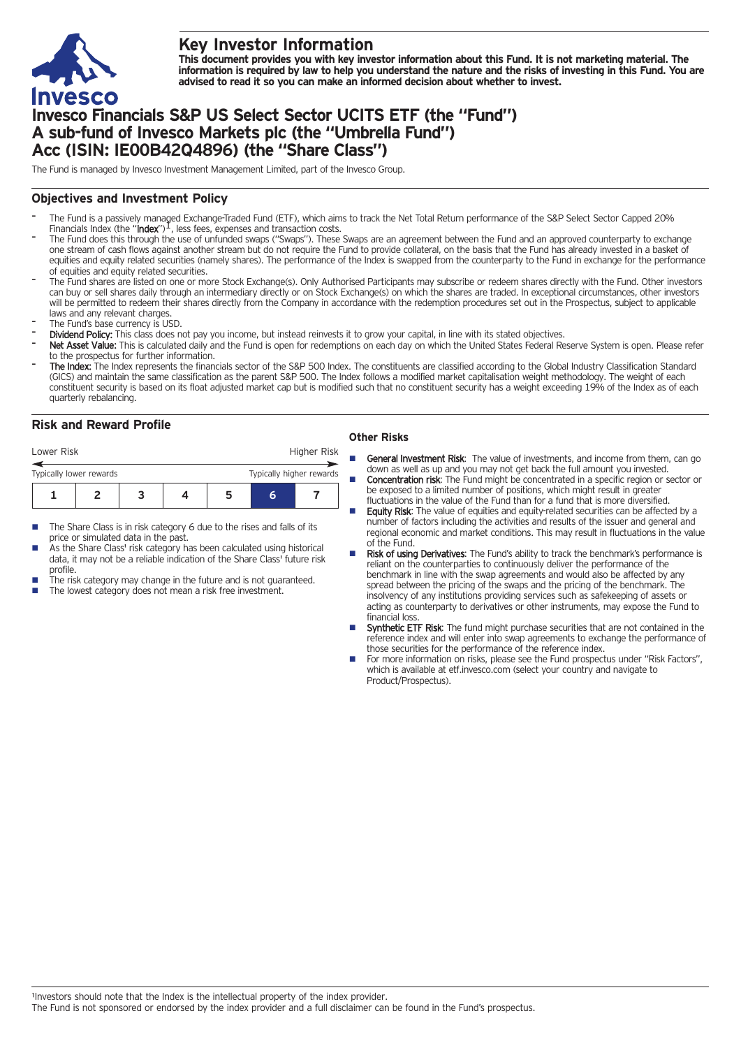# Key Investor Information

**This document provides you with key investor information about this Fund. It is not marketing material. The information is required by law to help you understand the nature and the risks of investing in this Fund. You are advised to read it so you can make an informed decision about whether to invest.**

# Invesco Financials S&P US Select Sector UCITS ETF (the "Fund") A sub-fund of Invesco Markets plc (the "Umbrella Fund") Acc (ISIN: IE00B42Q4896) (the "Share Class")

The Fund is managed by Invesco Investment Management Limited, part of the Invesco Group.

## Objectives and Investment Policy

- The Fund is a passively managed Exchange-Traded Fund (ETF), which aims to track the Net Total Return performance of the S&P Select Sector Capped 20% Financials Index (the "**Index**")[1], less fees, expenses and transaction costs.
- The Fund does this through the use of unfunded swaps ("Swaps"). These Swaps are an agreement between the Fund and an approved counterparty to exchange one stream of cash flows against another stream but do not require the Fund to provide collateral, on the basis that the Fund has already invested in a basket of equities and equity related securities (namely shares). The performance of the Index is swapped from the counterparty to the Fund in exchange for the performance of equities and equity related securities.
- The Fund shares are listed on one or more Stock Exchange(s). Only Authorised Participants may subscribe or redeem shares directly with the Fund. Other investors can buy or sell shares daily through an intermediary directly or on Stock Exchange(s) on which the shares are traded. In exceptional circumstances, other investors will be permitted to redeem their shares directly from the Company in accordance with the redemption procedures set out in the Prospectus, subject to applicable laws and any relevant charges.
- The Fund's base currency is USD.
- **Dividend Policy:** This class does not pay you income, but instead reinvests it to grow your capital, in line with its stated objectives.
- **Net Asset Value:** This is calculated daily and the Fund is open for redemptions on each day on which the United States Federal Reserve System is open. Please refer to the prospectus for further information.
- **The Index:** The Index represents the financials sector of the S&P 500 Index. The constituents are classified according to the Global Industry Classification Standard (GICS) and maintain the same classification as the parent S&P 500. The Index follows a modified market capitalisation weight methodology. The weight of each constituent security is based on its float adjusted market cap but is modified such that no constituent security has a weight exceeding 19% of the Index as of each quarterly rebalancing.

## Risk and Reward Profile

| Lower Risk | | | | | | Higher Risk |
|---|---|---|---|---|---|---|
| Typically lower rewards | | | | | | Typically higher rewards |
| 1 | 2 | 3 | 4 | 5 | **6** | 7 |

- The Share Class is in risk category 6 due to the rises and falls of its price or simulated data in the past.
- As the Share Class' risk category has been calculated using historical data, it may not be a reliable indication of the Share Class' future risk profile.
- The risk category may change in the future and is not guaranteed.
- The lowest category does not mean a risk free investment.

### Other Risks

- **General Investment Risk**: The value of investments, and income from them, can go down as well as up and you may not get back the full amount you invested.
- **Concentration risk**: The Fund might be concentrated in a specific region or sector or be exposed to a limited number of positions, which might result in greater fluctuations in the value of the Fund than for a fund that is more diversified.
- **Equity Risk**: The value of equities and equity-related securities can be affected by a number of factors including the activities and results of the issuer and general and regional economic and market conditions. This may result in fluctuations in the value of the Fund.
- **Risk of using Derivatives**: The Fund's ability to track the benchmark's performance is reliant on the counterparties to continuously deliver the performance of the benchmark in line with the swap agreements and would also be affected by any spread between the pricing of the swaps and the pricing of the benchmark. The insolvency of any institutions providing services such as safekeeping of assets or acting as counterparty to derivatives or other instruments, may expose the Fund to financial loss.
- **Synthetic ETF Risk**: The fund might purchase securities that are not contained in the reference index and will enter into swap agreements to exchange the performance of those securities for the performance of the reference index.
- For more information on risks, please see the Fund prospectus under "Risk Factors", which is available at etf.invesco.com (select your country and navigate to Product/Prospectus).

[1]Investors should note that the Index is the intellectual property of the index provider.
The Fund is not sponsored or endorsed by the index provider and a full disclaimer can be found in the Fund's prospectus.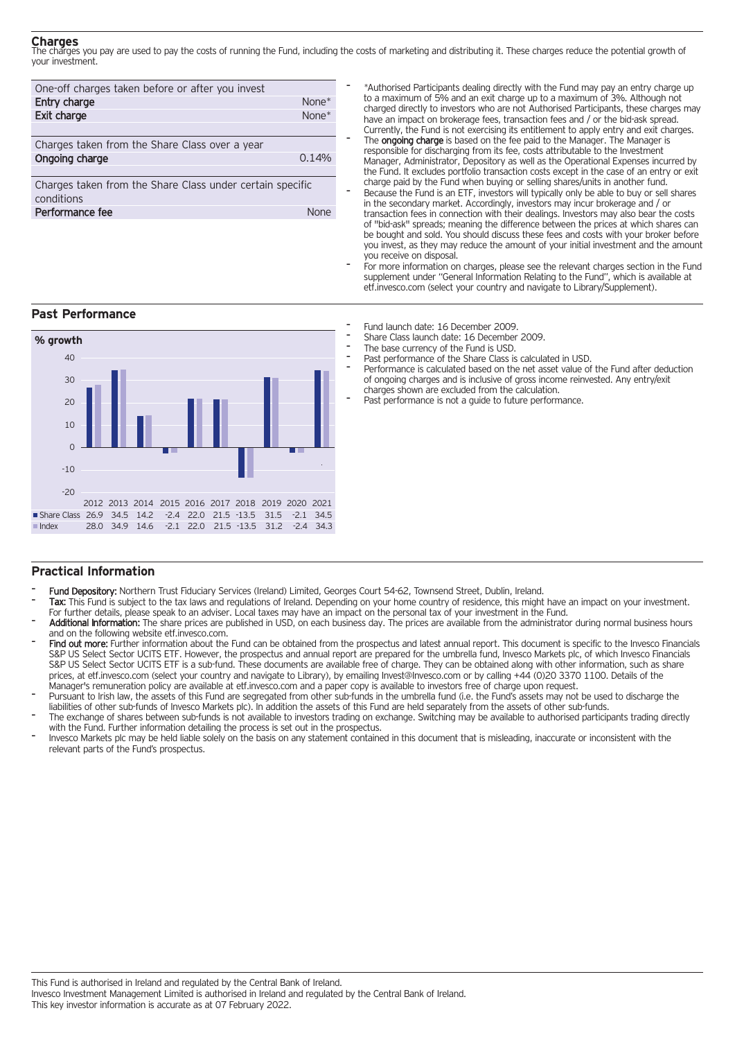## Charges

The charges you pay are used to pay the costs of running the Fund, including the costs of marketing and distributing it. These charges reduce the potential growth of your investment.

| One-off charges taken before or after you invest | |
|---|---|
| **Entry charge** | None* |
| **Exit charge** | None* |
| Charges taken from the Share Class over a year | |
| **Ongoing charge** | 0.14% |
| Charges taken from the Share Class under certain specific conditions | |
| **Performance fee** | None |

- *Authorised Participants dealing directly with the Fund may pay an entry charge up to a maximum of 5% and an exit charge up to a maximum of 3%. Although not charged directly to investors who are not Authorised Participants, these charges may have an impact on brokerage fees, transaction fees and / or the bid-ask spread. Currently, the Fund is not exercising its entitlement to apply entry and exit charges.
- The **ongoing charge** is based on the fee paid to the Manager. The Manager is responsible for discharging from its fee, costs attributable to the Investment Manager, Administrator, Depository as well as the Operational Expenses incurred by the Fund. It excludes portfolio transaction costs except in the case of an entry or exit charge paid by the Fund when buying or selling shares/units in another fund.
- Because the Fund is an ETF, investors will typically only be able to buy or sell shares in the secondary market. Accordingly, investors may incur brokerage and / or transaction fees in connection with their dealings. Investors may also bear the costs of "bid-ask" spreads; meaning the difference between the prices at which shares can be bought and sold. You should discuss these fees and costs with your broker before you invest, as they may reduce the amount of your initial investment and the amount you receive on disposal.
- For more information on charges, please see the relevant charges section in the Fund supplement under "General Information Relating to the Fund", which is available at etf.invesco.com (select your country and navigate to Library/Supplement).

## Past Performance

% growth

40
30
20
10
0
-10
-20

2012 2013 2014 2015 2016 2017 2018 2019 2020 2021

Share Class 26.9 34.5 14.2 -2.4 22.0 21.5 -13.5 31.5 -2.1 34.5

Index 28.0 34.9 14.6 -2.1 22.0 21.5 -13.5 31.2 -2.4 34.3

- Fund launch date: 16 December 2009.
- Share Class launch date: 16 December 2009.
- The base currency of the Fund is USD.
- Past performance of the Share Class is calculated in USD.
- Performance is calculated based on the net asset value of the Fund after deduction of ongoing charges and is inclusive of gross income reinvested. Any entry/exit charges shown are excluded from the calculation.
- Past performance is not a guide to future performance.

## Practical Information

- **Fund Depository:** Northern Trust Fiduciary Services (Ireland) Limited, Georges Court 54-62, Townsend Street, Dublin, Ireland.
- **Tax:** This Fund is subject to the tax laws and regulations of Ireland. Depending on your home country of residence, this might have an impact on your investment. For further details, please speak to an adviser. Local taxes may have an impact on the personal tax of your investment in the Fund.
- **Additional Information:** The share prices are published in USD, on each business day. The prices are available from the administrator during normal business hours and on the following website etf.invesco.com.
- **Find out more:** Further information about the Fund can be obtained from the prospectus and latest annual report. This document is specific to the Invesco Financials S&P US Select Sector UCITS ETF. However, the prospectus and annual report are prepared for the umbrella fund, Invesco Markets plc, of which Invesco Financials S&P US Select Sector UCITS ETF is a sub-fund. These documents are available free of charge. They can be obtained along with other information, such as share prices, at etf.invesco.com (select your country and navigate to Library), by emailing Invest@Invesco.com or by calling +44 (0)20 3370 1100. Details of the Manager's remuneration policy are available at etf.invesco.com and a paper copy is available to investors free of charge upon request.
- Pursuant to Irish law, the assets of this Fund are segregated from other sub-funds in the umbrella fund (i.e. the Fund's assets may not be used to discharge the liabilities of other sub-funds of Invesco Markets plc). In addition the assets of this Fund are held separately from the assets of other sub-funds.
- The exchange of shares between sub-funds is not available to investors trading on exchange. Switching may be available to authorised participants trading directly with the Fund. Further information detailing the process is set out in the prospectus.
- Invesco Markets plc may be held liable solely on the basis on any statement contained in this document that is misleading, inaccurate or inconsistent with the relevant parts of the Fund's prospectus.

This Fund is authorised in Ireland and regulated by the Central Bank of Ireland.
Invesco Investment Management Limited is authorised in Ireland and regulated by the Central Bank of Ireland.
This key investor information is accurate as at 07 February 2022.